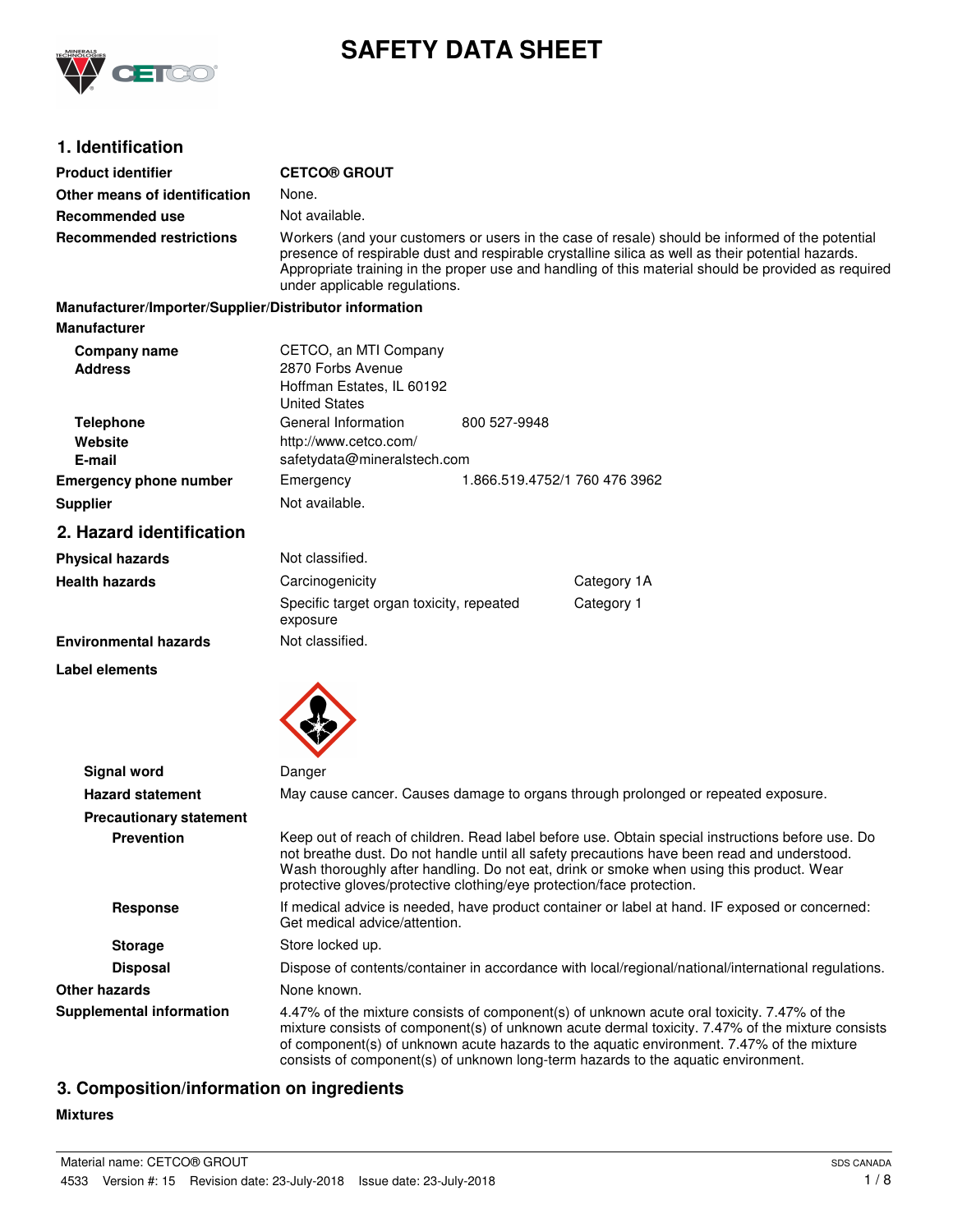# SAFETY DATA SHEET

## 1. Identification

| | |
|---|---|
| **Product identifier** | **CETCO® GROUT** |
| **Other means of identification** | None. |
| **Recommended use** | Not available. |
| **Recommended restrictions** | Workers (and your customers or users in the case of resale) should be informed of the potential presence of respirable dust and respirable crystalline silica as well as their potential hazards. Appropriate training in the proper use and handling of this material should be provided as required under applicable regulations. |

**Manufacturer/Importer/Supplier/Distributor information**

**Manufacturer**

| | | |
|---|---|---|
| **Company name** | CETCO, an MTI Company | |
| **Address** | 2870 Forbs Avenue<br>Hoffman Estates, IL 60192<br>United States | |
| **Telephone** | General Information | 800 527-9948 |
| **Website** | http://www.cetco.com/ | |
| **E-mail** | safetydata@mineralstech.com | |
| **Emergency phone number** | Emergency | 1.866.519.4752/1 760 476 3962 |
| **Supplier** | Not available. | |

## 2. Hazard identification

| | | |
|---|---|---|
| **Physical hazards** | Not classified. | |
| **Health hazards** | Carcinogenicity | Category 1A |
| | Specific target organ toxicity, repeated exposure | Category 1 |
| **Environmental hazards** | Not classified. | |

**Label elements**

| | |
|---|---|
| **Signal word** | Danger |
| **Hazard statement** | May cause cancer. Causes damage to organs through prolonged or repeated exposure. |
| **Precautionary statement** | |
| **Prevention** | Keep out of reach of children. Read label before use. Obtain special instructions before use. Do not breathe dust. Do not handle until all safety precautions have been read and understood. Wash thoroughly after handling. Do not eat, drink or smoke when using this product. Wear protective gloves/protective clothing/eye protection/face protection. |
| **Response** | If medical advice is needed, have product container or label at hand. IF exposed or concerned: Get medical advice/attention. |
| **Storage** | Store locked up. |
| **Disposal** | Dispose of contents/container in accordance with local/regional/national/international regulations. |
| **Other hazards** | None known. |
| **Supplemental information** | 4.47% of the mixture consists of component(s) of unknown acute oral toxicity. 7.47% of the mixture consists of component(s) of unknown acute dermal toxicity. 7.47% of the mixture consists of component(s) of unknown acute hazards to the aquatic environment. 7.47% of the mixture consists of component(s) of unknown long-term hazards to the aquatic environment. |

## 3. Composition/information on ingredients

**Mixtures**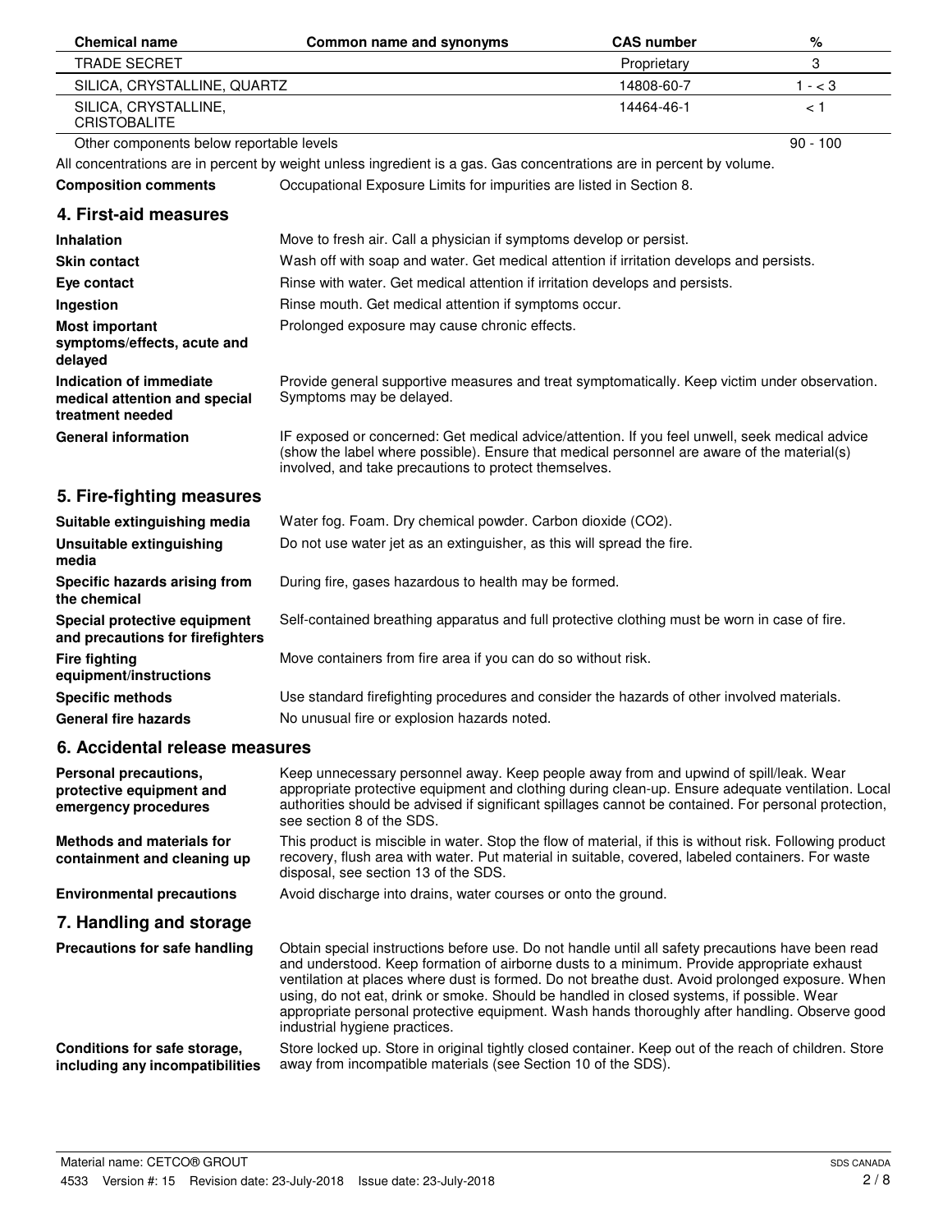| Chemical name | Common name and synonyms | CAS number | % |
|---|---|---|---|
| TRADE SECRET | | Proprietary | 3 |
| SILICA, CRYSTALLINE, QUARTZ | | 14808-60-7 | 1 - < 3 |
| SILICA, CRYSTALLINE, CRISTOBALITE | | 14464-46-1 | < 1 |
| Other components below reportable levels | | | 90 - 100 |

All concentrations are in percent by weight unless ingredient is a gas. Gas concentrations are in percent by volume.

**Composition comments** Occupational Exposure Limits for impurities are listed in Section 8.

## 4. First-aid measures

**Inhalation** Move to fresh air. Call a physician if symptoms develop or persist.

**Skin contact** Wash off with soap and water. Get medical attention if irritation develops and persists.

**Eye contact** Rinse with water. Get medical attention if irritation develops and persists.

**Ingestion** Rinse mouth. Get medical attention if symptoms occur.

**Most important symptoms/effects, acute and delayed** Prolonged exposure may cause chronic effects.

**Indication of immediate medical attention and special treatment needed** Provide general supportive measures and treat symptomatically. Keep victim under observation. Symptoms may be delayed.

**General information** IF exposed or concerned: Get medical advice/attention. If you feel unwell, seek medical advice (show the label where possible). Ensure that medical personnel are aware of the material(s) involved, and take precautions to protect themselves.

## 5. Fire-fighting measures

**Suitable extinguishing media** Water fog. Foam. Dry chemical powder. Carbon dioxide ($CO_2$).

**Unsuitable extinguishing media** Do not use water jet as an extinguisher, as this will spread the fire.

**Specific hazards arising from the chemical** During fire, gases hazardous to health may be formed.

**Special protective equipment and precautions for firefighters** Self-contained breathing apparatus and full protective clothing must be worn in case of fire.

**Fire fighting equipment/instructions** Move containers from fire area if you can do so without risk.

**Specific methods** Use standard firefighting procedures and consider the hazards of other involved materials.

**General fire hazards** No unusual fire or explosion hazards noted.

## 6. Accidental release measures

**Personal precautions, protective equipment and emergency procedures** Keep unnecessary personnel away. Keep people away from and upwind of spill/leak. Wear appropriate protective equipment and clothing during clean-up. Ensure adequate ventilation. Local authorities should be advised if significant spillages cannot be contained. For personal protection, see section 8 of the SDS.

**Methods and materials for containment and cleaning up** This product is miscible in water. Stop the flow of material, if this is without risk. Following product recovery, flush area with water. Put material in suitable, covered, labeled containers. For waste disposal, see section 13 of the SDS.

**Environmental precautions** Avoid discharge into drains, water courses or onto the ground.

## 7. Handling and storage

**Precautions for safe handling** Obtain special instructions before use. Do not handle until all safety precautions have been read and understood. Keep formation of airborne dusts to a minimum. Provide appropriate exhaust ventilation at places where dust is formed. Do not breathe dust. Avoid prolonged exposure. When using, do not eat, drink or smoke. Should be handled in closed systems, if possible. Wear appropriate personal protective equipment. Wash hands thoroughly after handling. Observe good industrial hygiene practices.

**Conditions for safe storage, including any incompatibilities** Store locked up. Store in original tightly closed container. Keep out of the reach of children. Store away from incompatible materials (see Section 10 of the SDS).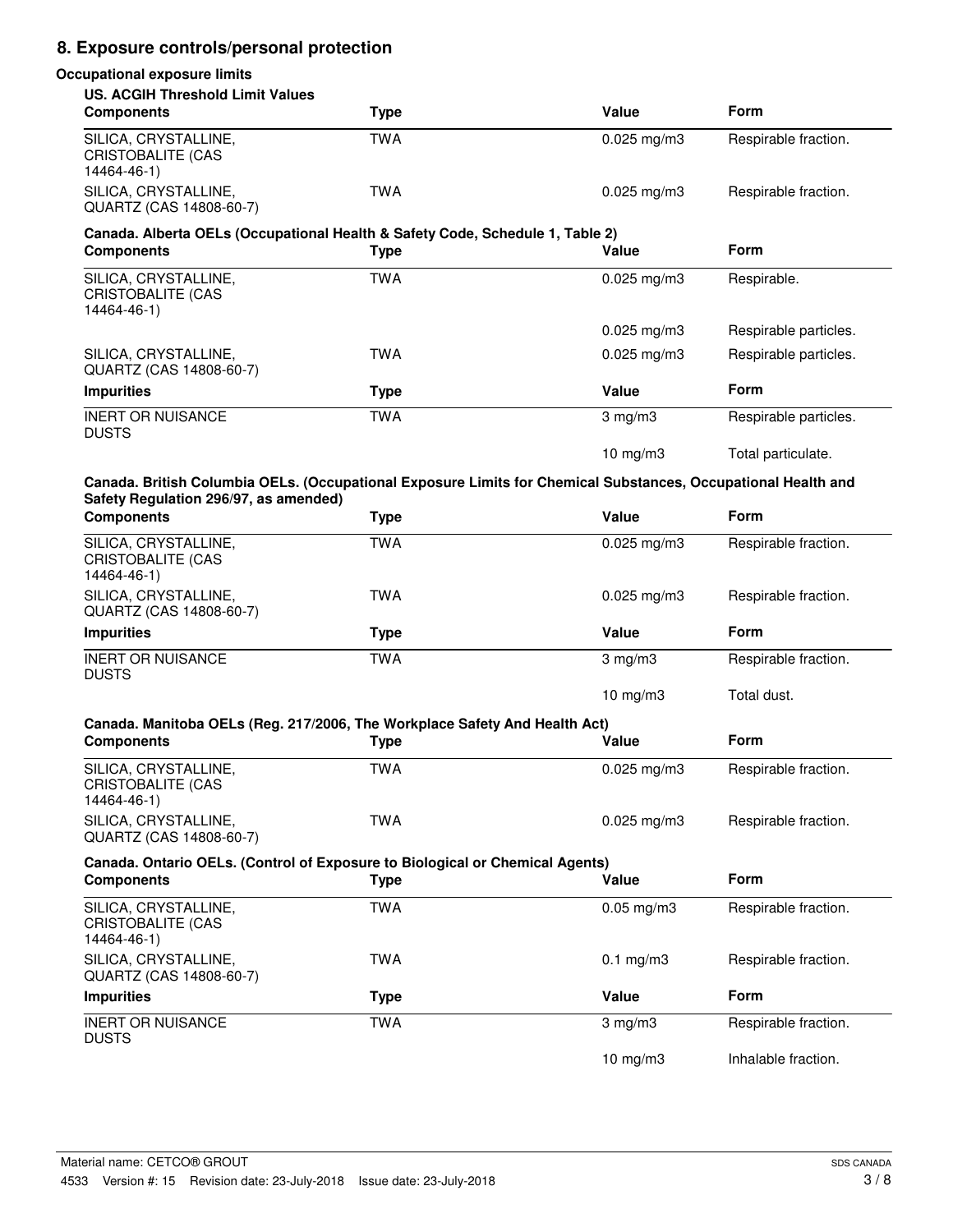## 8. Exposure controls/personal protection

### Occupational exposure limits

**US. ACGIH Threshold Limit Values**

| Components | Type | Value | Form |
|---|---|---|---|
| SILICA, CRYSTALLINE, CRISTOBALITE (CAS 14464-46-1) | TWA | 0.025 mg/m3 | Respirable fraction. |
| SILICA, CRYSTALLINE, QUARTZ (CAS 14808-60-7) | TWA | 0.025 mg/m3 | Respirable fraction. |

**Canada. Alberta OELs (Occupational Health & Safety Code, Schedule 1, Table 2)**

| Components | Type | Value | Form |
|---|---|---|---|
| SILICA, CRYSTALLINE, CRISTOBALITE (CAS 14464-46-1) | TWA | 0.025 mg/m3 | Respirable. |
| | | 0.025 mg/m3 | Respirable particles. |
| SILICA, CRYSTALLINE, QUARTZ (CAS 14808-60-7) | TWA | 0.025 mg/m3 | Respirable particles. |
| **Impurities** | **Type** | **Value** | **Form** |
| INERT OR NUISANCE DUSTS | TWA | 3 mg/m3 | Respirable particles. |
| | | 10 mg/m3 | Total particulate. |

**Canada. British Columbia OELs. (Occupational Exposure Limits for Chemical Substances, Occupational Health and Safety Regulation 296/97, as amended)**

| Components | Type | Value | Form |
|---|---|---|---|
| SILICA, CRYSTALLINE, CRISTOBALITE (CAS 14464-46-1) | TWA | 0.025 mg/m3 | Respirable fraction. |
| SILICA, CRYSTALLINE, QUARTZ (CAS 14808-60-7) | TWA | 0.025 mg/m3 | Respirable fraction. |
| **Impurities** | **Type** | **Value** | **Form** |
| INERT OR NUISANCE DUSTS | TWA | 3 mg/m3 | Respirable fraction. |
| | | 10 mg/m3 | Total dust. |

**Canada. Manitoba OELs (Reg. 217/2006, The Workplace Safety And Health Act)**

| Components | Type | Value | Form |
|---|---|---|---|
| SILICA, CRYSTALLINE, CRISTOBALITE (CAS 14464-46-1) | TWA | 0.025 mg/m3 | Respirable fraction. |
| SILICA, CRYSTALLINE, QUARTZ (CAS 14808-60-7) | TWA | 0.025 mg/m3 | Respirable fraction. |

**Canada. Ontario OELs. (Control of Exposure to Biological or Chemical Agents)**

| Components | Type | Value | Form |
|---|---|---|---|
| SILICA, CRYSTALLINE, CRISTOBALITE (CAS 14464-46-1) | TWA | 0.05 mg/m3 | Respirable fraction. |
| SILICA, CRYSTALLINE, QUARTZ (CAS 14808-60-7) | TWA | 0.1 mg/m3 | Respirable fraction. |
| **Impurities** | **Type** | **Value** | **Form** |
| INERT OR NUISANCE DUSTS | TWA | 3 mg/m3 | Respirable fraction. |
| | | 10 mg/m3 | Inhalable fraction. |

Material name: CETCO® GROUT

4533 Version #: 15 Revision date: 23-July-2018 Issue date: 23-July-2018

SDS CANADA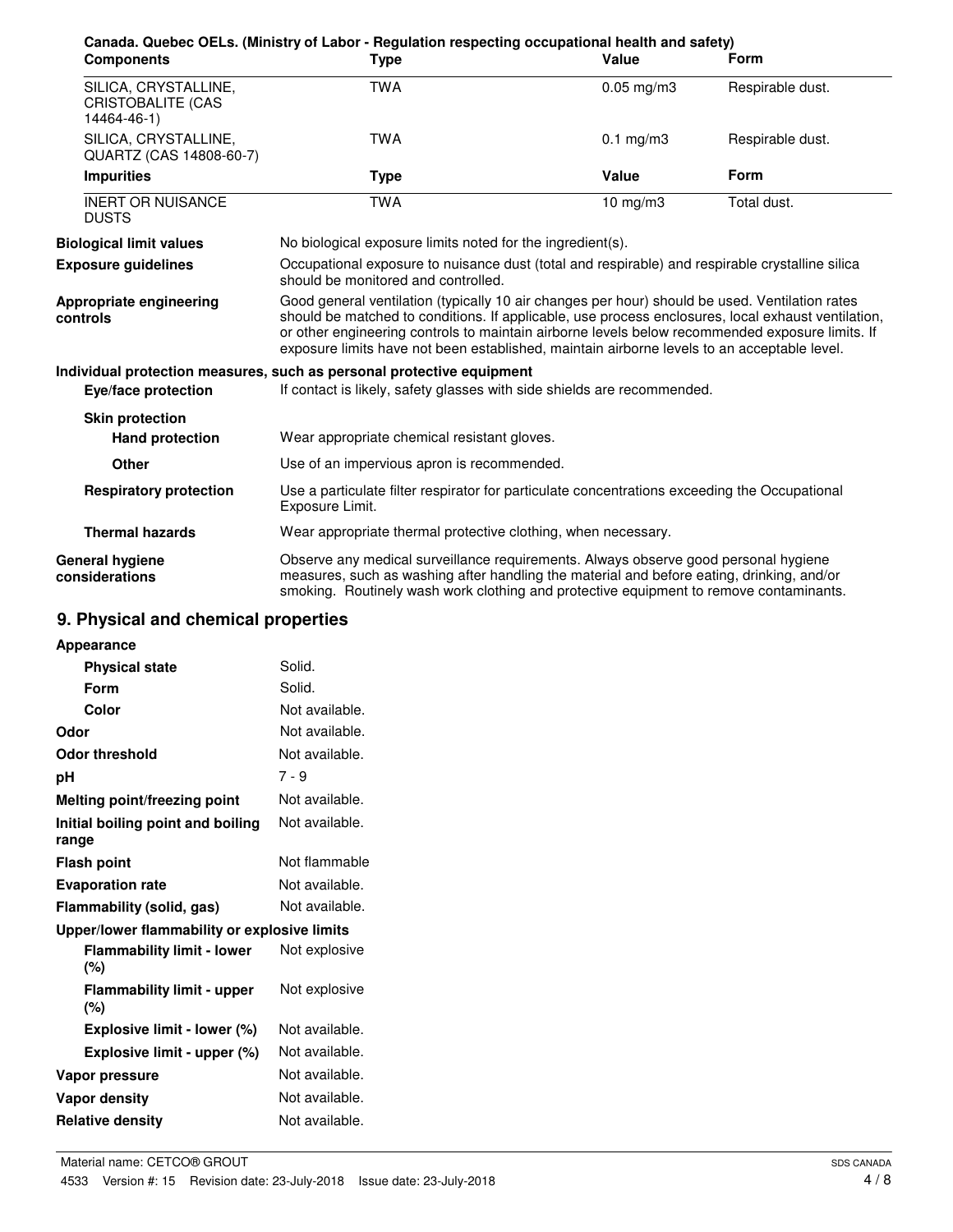**Canada. Quebec OELs. (Ministry of Labor - Regulation respecting occupational health and safety)**

| Components | Type | Value | Form |
|---|---|---|---|
| SILICA, CRYSTALLINE, CRISTOBALITE (CAS 14464-46-1) | TWA | 0.05 mg/m3 | Respirable dust. |
| SILICA, CRYSTALLINE, QUARTZ (CAS 14808-60-7) | TWA | 0.1 mg/m3 | Respirable dust. |
| **Impurities** | **Type** | **Value** | **Form** |
| INERT OR NUISANCE DUSTS | TWA | 10 mg/m3 | Total dust. |

**Biological limit values** No biological exposure limits noted for the ingredient(s).

**Exposure guidelines** Occupational exposure to nuisance dust (total and respirable) and respirable crystalline silica should be monitored and controlled.

**Appropriate engineering controls** Good general ventilation (typically 10 air changes per hour) should be used. Ventilation rates should be matched to conditions. If applicable, use process enclosures, local exhaust ventilation, or other engineering controls to maintain airborne levels below recommended exposure limits. If exposure limits have not been established, maintain airborne levels to an acceptable level.

**Individual protection measures, such as personal protective equipment**

**Eye/face protection** If contact is likely, safety glasses with side shields are recommended.

**Skin protection**

**Hand protection** Wear appropriate chemical resistant gloves.

**Other** Use of an impervious apron is recommended.

**Respiratory protection** Use a particulate filter respirator for particulate concentrations exceeding the Occupational Exposure Limit.

**Thermal hazards** Wear appropriate thermal protective clothing, when necessary.

**General hygiene considerations** Observe any medical surveillance requirements. Always observe good personal hygiene measures, such as washing after handling the material and before eating, drinking, and/or smoking. Routinely wash work clothing and protective equipment to remove contaminants.

## 9. Physical and chemical properties

**Appearance**

| | |
|---|---|
| **Physical state** | Solid. |
| **Form** | Solid. |
| **Color** | Not available. |
| **Odor** | Not available. |
| **Odor threshold** | Not available. |
| **pH** | 7 - 9 |
| **Melting point/freezing point** | Not available. |
| **Initial boiling point and boiling range** | Not available. |
| **Flash point** | Not flammable |
| **Evaporation rate** | Not available. |
| **Flammability (solid, gas)** | Not available. |
| **Upper/lower flammability or explosive limits** | |
| **Flammability limit - lower (%)** | Not explosive |
| **Flammability limit - upper (%)** | Not explosive |
| **Explosive limit - lower (%)** | Not available. |
| **Explosive limit - upper (%)** | Not available. |
| **Vapor pressure** | Not available. |
| **Vapor density** | Not available. |
| **Relative density** | Not available. |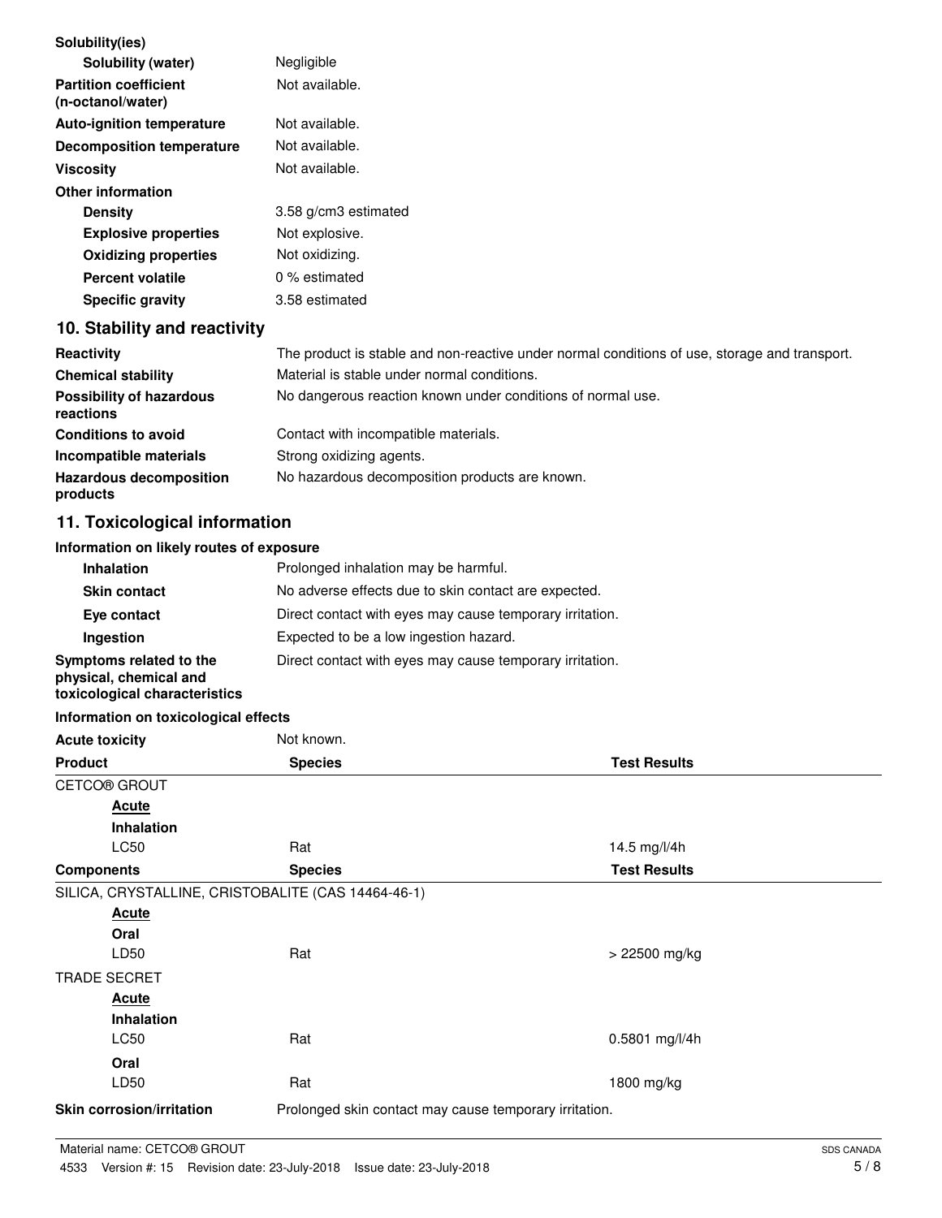| **Solubility(ies)** | |
|---|---|
| **Solubility (water)** | Negligible |
| **Partition coefficient (n-octanol/water)** | Not available. |
| **Auto-ignition temperature** | Not available. |
| **Decomposition temperature** | Not available. |
| **Viscosity** | Not available. |
| **Other information** | |
| **Density** | 3.58 g/cm3 estimated |
| **Explosive properties** | Not explosive. |
| **Oxidizing properties** | Not oxidizing. |
| **Percent volatile** | 0 % estimated |
| **Specific gravity** | 3.58 estimated |

## 10. Stability and reactivity

| | |
|---|---|
| **Reactivity** | The product is stable and non-reactive under normal conditions of use, storage and transport. |
| **Chemical stability** | Material is stable under normal conditions. |
| **Possibility of hazardous reactions** | No dangerous reaction known under conditions of normal use. |
| **Conditions to avoid** | Contact with incompatible materials. |
| **Incompatible materials** | Strong oxidizing agents. |
| **Hazardous decomposition products** | No hazardous decomposition products are known. |

## 11. Toxicological information

**Information on likely routes of exposure**

| | |
|---|---|
| **Inhalation** | Prolonged inhalation may be harmful. |
| **Skin contact** | No adverse effects due to skin contact are expected. |
| **Eye contact** | Direct contact with eyes may cause temporary irritation. |
| **Ingestion** | Expected to be a low ingestion hazard. |
| **Symptoms related to the physical, chemical and toxicological characteristics** | Direct contact with eyes may cause temporary irritation. |

**Information on toxicological effects**

**Acute toxicity** Not known.

| Product | Species | Test Results |
|---|---|---|
| CETCO® GROUT | | |
| **Acute** | | |
| **Inhalation** | | |
| LC50 | Rat | 14.5 mg/l/4h |
| **Components** | **Species** | **Test Results** |
| SILICA, CRYSTALLINE, CRISTOBALITE (CAS 14464-46-1) | | |
| **Acute** | | |
| **Oral** | | |
| LD50 | Rat | > 22500 mg/kg |
| TRADE SECRET | | |
| **Acute** | | |
| **Inhalation** | | |
| LC50 | Rat | 0.5801 mg/l/4h |
| **Oral** | | |
| LD50 | Rat | 1800 mg/kg |

**Skin corrosion/irritation** Prolonged skin contact may cause temporary irritation.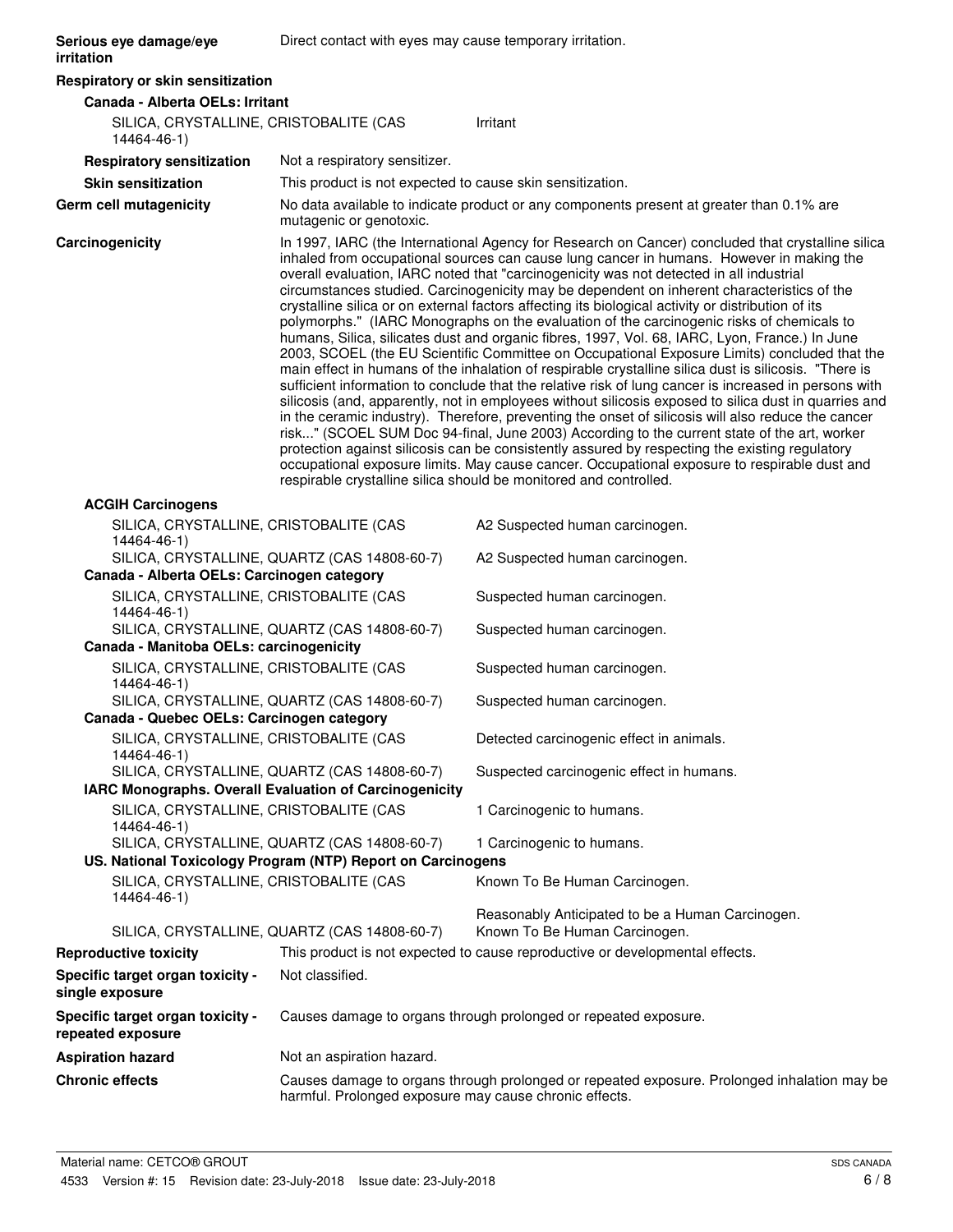**Serious eye damage/eye irritation** — Direct contact with eyes may cause temporary irritation.

**Respiratory or skin sensitization**

**Canada - Alberta OELs: Irritant**

| | |
|---|---|
| SILICA, CRYSTALLINE, CRISTOBALITE (CAS 14464-46-1) | Irritant |

**Respiratory sensitization** — Not a respiratory sensitizer.

**Skin sensitization** — This product is not expected to cause skin sensitization.

**Germ cell mutagenicity** — No data available to indicate product or any components present at greater than 0.1% are mutagenic or genotoxic.

**Carcinogenicity** — In 1997, IARC (the International Agency for Research on Cancer) concluded that crystalline silica inhaled from occupational sources can cause lung cancer in humans. However in making the overall evaluation, IARC noted that "carcinogenicity was not detected in all industrial circumstances studied. Carcinogenicity may be dependent on inherent characteristics of the crystalline silica or on external factors affecting its biological activity or distribution of its polymorphs." (IARC Monographs on the evaluation of the carcinogenic risks of chemicals to humans, Silica, silicates dust and organic fibres, 1997, Vol. 68, IARC, Lyon, France.) In June 2003, SCOEL (the EU Scientific Committee on Occupational Exposure Limits) concluded that the main effect in humans of the inhalation of respirable crystalline silica dust is silicosis. "There is sufficient information to conclude that the relative risk of lung cancer is increased in persons with silicosis (and, apparently, not in employees without silicosis exposed to silica dust in quarries and in the ceramic industry). Therefore, preventing the onset of silicosis will also reduce the cancer risk..." (SCOEL SUM Doc 94-final, June 2003) According to the current state of the art, worker protection against silicosis can be consistently assured by respecting the existing regulatory occupational exposure limits. May cause cancer. Occupational exposure to respirable dust and respirable crystalline silica should be monitored and controlled.

**ACGIH Carcinogens**

| | |
|---|---|
| SILICA, CRYSTALLINE, CRISTOBALITE (CAS 14464-46-1) | A2 Suspected human carcinogen. |
| SILICA, CRYSTALLINE, QUARTZ (CAS 14808-60-7) | A2 Suspected human carcinogen. |

**Canada - Alberta OELs: Carcinogen category**

| | |
|---|---|
| SILICA, CRYSTALLINE, CRISTOBALITE (CAS 14464-46-1) | Suspected human carcinogen. |
| SILICA, CRYSTALLINE, QUARTZ (CAS 14808-60-7) | Suspected human carcinogen. |

**Canada - Manitoba OELs: carcinogenicity**

| | |
|---|---|
| SILICA, CRYSTALLINE, CRISTOBALITE (CAS 14464-46-1) | Suspected human carcinogen. |
| SILICA, CRYSTALLINE, QUARTZ (CAS 14808-60-7) | Suspected human carcinogen. |

**Canada - Quebec OELs: Carcinogen category**

| | |
|---|---|
| SILICA, CRYSTALLINE, CRISTOBALITE (CAS 14464-46-1) | Detected carcinogenic effect in animals. |
| SILICA, CRYSTALLINE, QUARTZ (CAS 14808-60-7) | Suspected carcinogenic effect in humans. |

**IARC Monographs. Overall Evaluation of Carcinogenicity**

| | |
|---|---|
| SILICA, CRYSTALLINE, CRISTOBALITE (CAS 14464-46-1) | 1 Carcinogenic to humans. |
| SILICA, CRYSTALLINE, QUARTZ (CAS 14808-60-7) | 1 Carcinogenic to humans. |

**US. National Toxicology Program (NTP) Report on Carcinogens**

| | |
|---|---|
| SILICA, CRYSTALLINE, CRISTOBALITE (CAS 14464-46-1) | Known To Be Human Carcinogen. |
| | Reasonably Anticipated to be a Human Carcinogen. |
| SILICA, CRYSTALLINE, QUARTZ (CAS 14808-60-7) | Known To Be Human Carcinogen. |

**Reproductive toxicity** — This product is not expected to cause reproductive or developmental effects.

**Specific target organ toxicity - single exposure** — Not classified.

**Specific target organ toxicity - repeated exposure** — Causes damage to organs through prolonged or repeated exposure.

**Aspiration hazard** — Not an aspiration hazard.

**Chronic effects** — Causes damage to organs through prolonged or repeated exposure. Prolonged inhalation may be harmful. Prolonged exposure may cause chronic effects.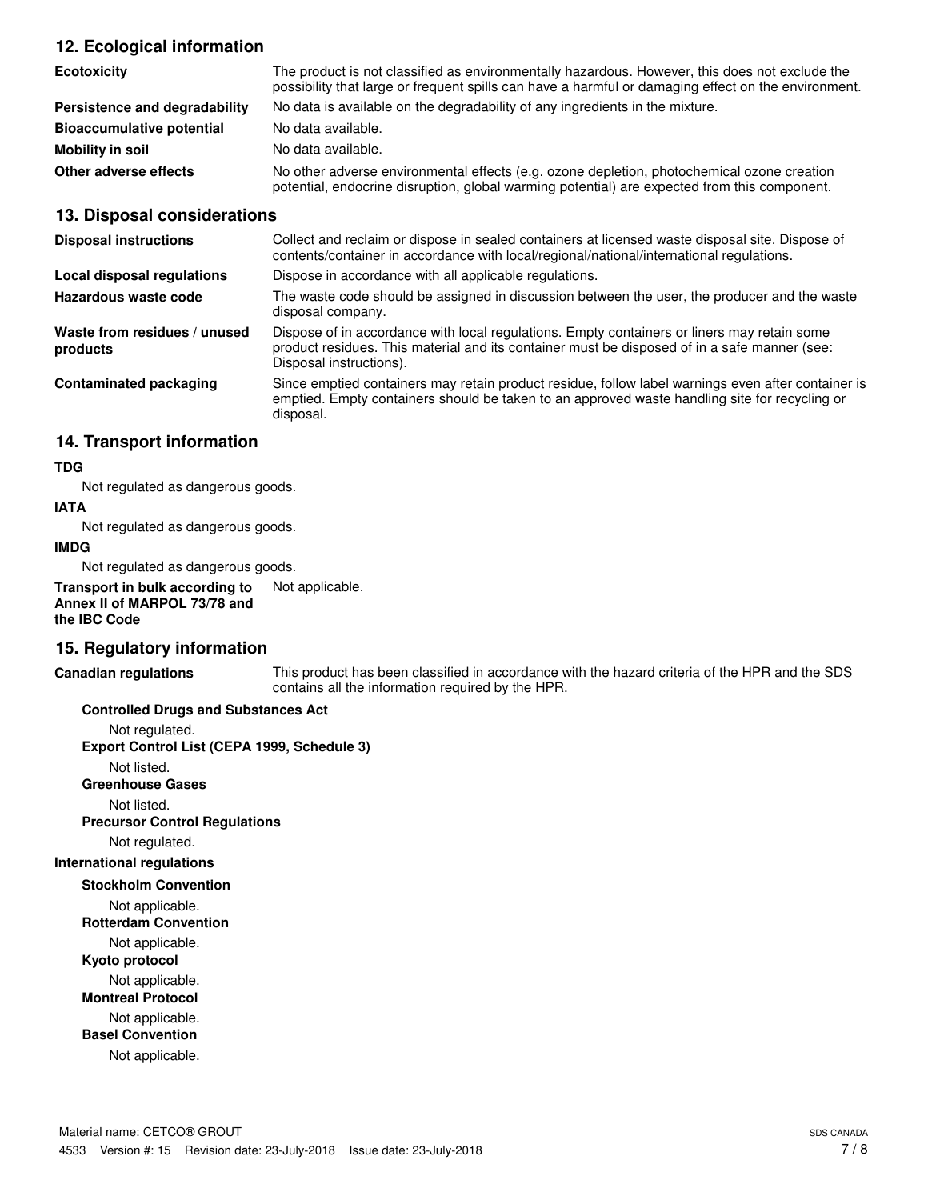## 12. Ecological information

| | |
|---|---|
| **Ecotoxicity** | The product is not classified as environmentally hazardous. However, this does not exclude the possibility that large or frequent spills can have a harmful or damaging effect on the environment. |
| **Persistence and degradability** | No data is available on the degradability of any ingredients in the mixture. |
| **Bioaccumulative potential** | No data available. |
| **Mobility in soil** | No data available. |
| **Other adverse effects** | No other adverse environmental effects (e.g. ozone depletion, photochemical ozone creation potential, endocrine disruption, global warming potential) are expected from this component. |

## 13. Disposal considerations

| | |
|---|---|
| **Disposal instructions** | Collect and reclaim or dispose in sealed containers at licensed waste disposal site. Dispose of contents/container in accordance with local/regional/national/international regulations. |
| **Local disposal regulations** | Dispose in accordance with all applicable regulations. |
| **Hazardous waste code** | The waste code should be assigned in discussion between the user, the producer and the waste disposal company. |
| **Waste from residues / unused products** | Dispose of in accordance with local regulations. Empty containers or liners may retain some product residues. This material and its container must be disposed of in a safe manner (see: Disposal instructions). |
| **Contaminated packaging** | Since emptied containers may retain product residue, follow label warnings even after container is emptied. Empty containers should be taken to an approved waste handling site for recycling or disposal. |

## 14. Transport information

**TDG**

Not regulated as dangerous goods.

**IATA**

Not regulated as dangerous goods.

**IMDG**

Not regulated as dangerous goods.

**Transport in bulk according to Annex II of MARPOL 73/78 and the IBC Code** Not applicable.

## 15. Regulatory information

**Canadian regulations** This product has been classified in accordance with the hazard criteria of the HPR and the SDS contains all the information required by the HPR.

**Controlled Drugs and Substances Act**

Not regulated.

**Export Control List (CEPA 1999, Schedule 3)**

Not listed.

**Greenhouse Gases**

Not listed.

**Precursor Control Regulations**

Not regulated.

**International regulations**

**Stockholm Convention**

Not applicable.

**Rotterdam Convention**

Not applicable.

**Kyoto protocol**

Not applicable.

**Montreal Protocol**

Not applicable.

**Basel Convention**

Not applicable.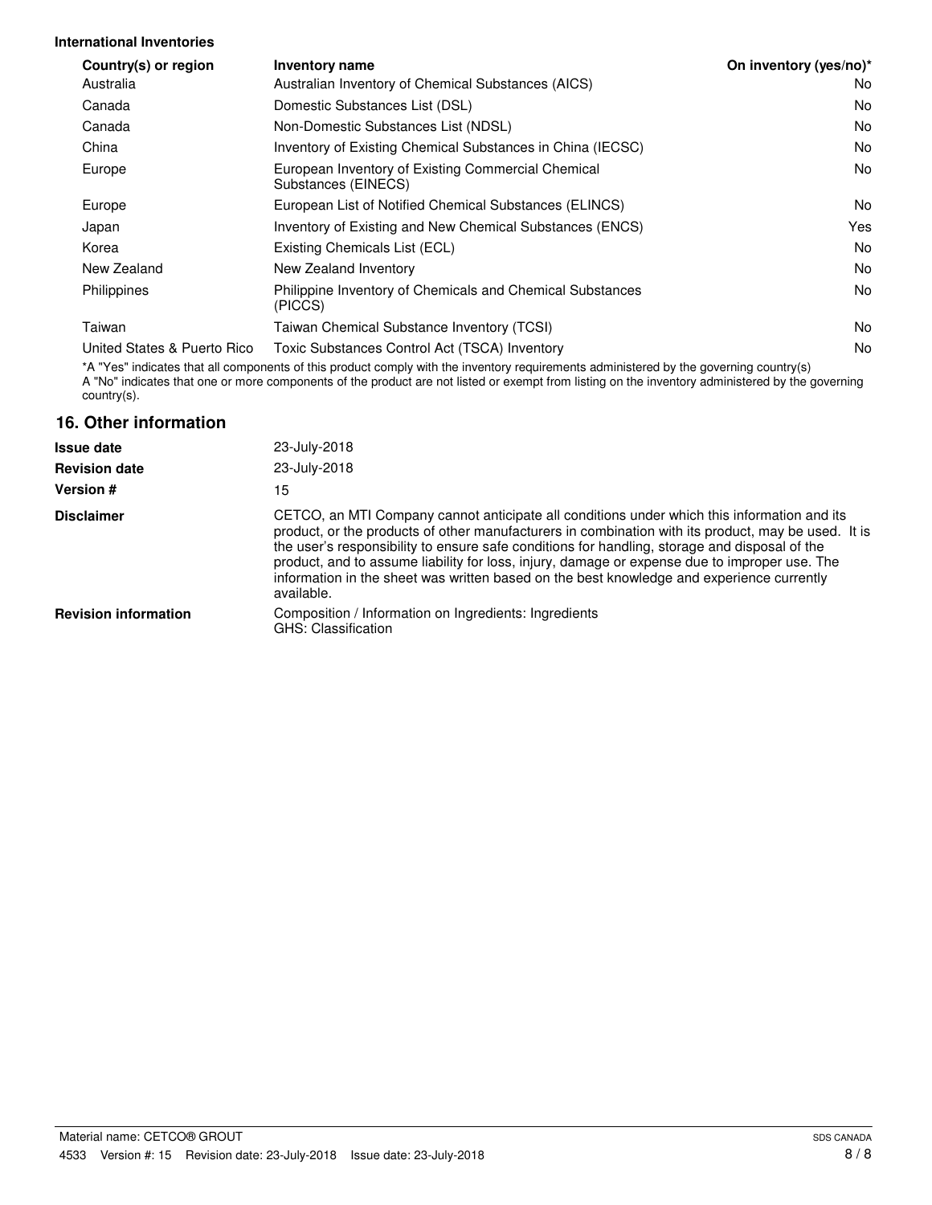**International Inventories**

| Country(s) or region | Inventory name | On inventory (yes/no)* |
|---|---|---|
| Australia | Australian Inventory of Chemical Substances (AICS) | No |
| Canada | Domestic Substances List (DSL) | No |
| Canada | Non-Domestic Substances List (NDSL) | No |
| China | Inventory of Existing Chemical Substances in China (IECSC) | No |
| Europe | European Inventory of Existing Commercial Chemical Substances (EINECS) | No |
| Europe | European List of Notified Chemical Substances (ELINCS) | No |
| Japan | Inventory of Existing and New Chemical Substances (ENCS) | Yes |
| Korea | Existing Chemicals List (ECL) | No |
| New Zealand | New Zealand Inventory | No |
| Philippines | Philippine Inventory of Chemicals and Chemical Substances (PICCS) | No |
| Taiwan | Taiwan Chemical Substance Inventory (TCSI) | No |
| United States & Puerto Rico | Toxic Substances Control Act (TSCA) Inventory | No |

*A "Yes" indicates that all components of this product comply with the inventory requirements administered by the governing country(s)
A "No" indicates that one or more components of the product are not listed or exempt from listing on the inventory administered by the governing country(s).

## 16. Other information

**Issue date** 23-July-2018

**Revision date** 23-July-2018

**Version #** 15

**Disclaimer** CETCO, an MTI Company cannot anticipate all conditions under which this information and its product, or the products of other manufacturers in combination with its product, may be used. It is the user's responsibility to ensure safe conditions for handling, storage and disposal of the product, and to assume liability for loss, injury, damage or expense due to improper use. The information in the sheet was written based on the best knowledge and experience currently available.

**Revision information** Composition / Information on Ingredients: Ingredients
GHS: Classification